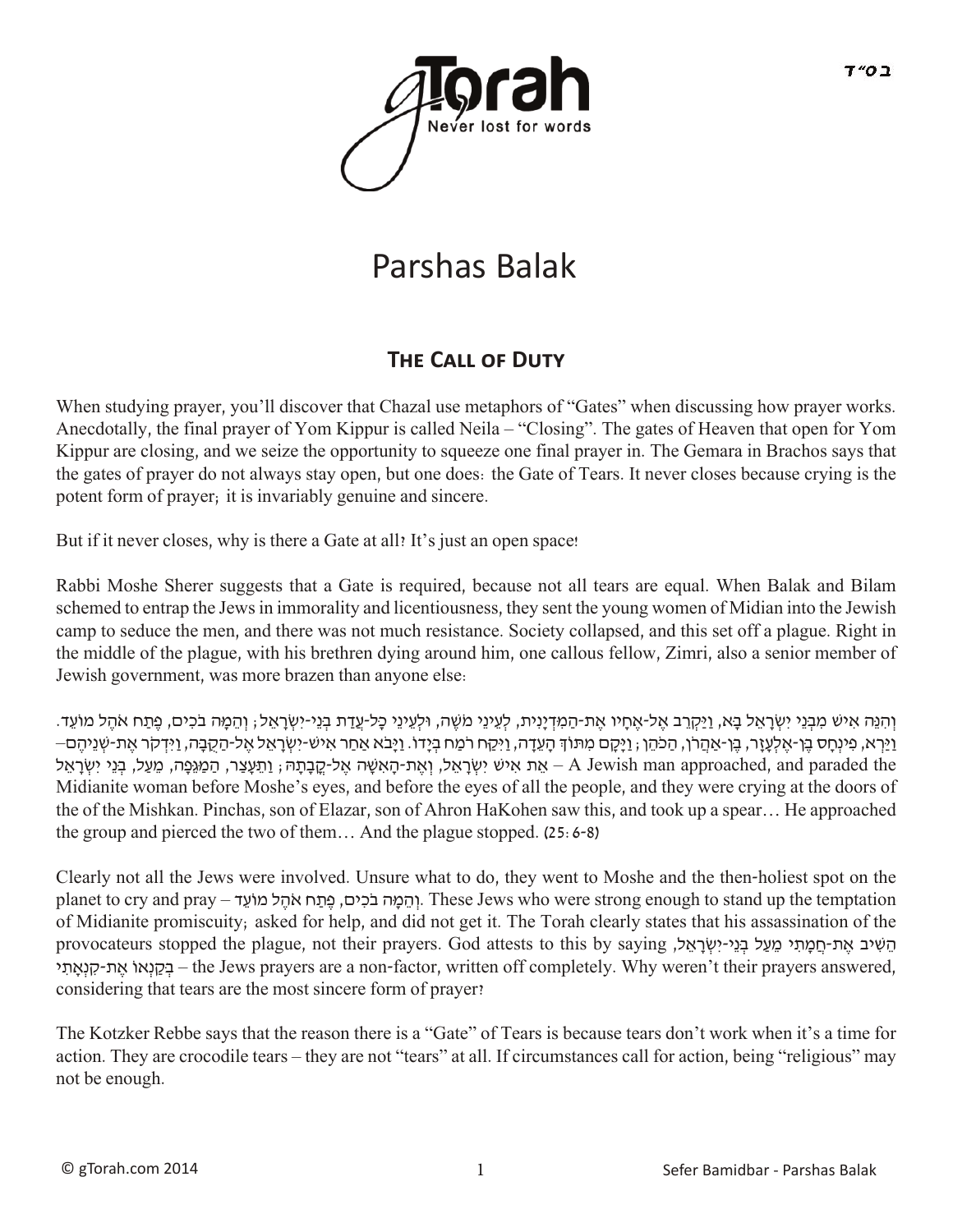# Parshas Balak

## The Call of Duty

When studying prayer, you'll discover that Chazal use metaphors of "Gates" when discussing how prayer works. Anecdotally, the final prayer of Yom Kippur is called Neila – "Closing". The gates of Heaven that open for Yom Kippur are closing, and we seize the opportunity to squeeze one final prayer in. The Gemara in Brachos says that the gates of prayer do not always stay open, but one does: the Gate of Tears. It never closes because crying is the potent form of prayer; it is invariably genuine and sincere.

But if it never closes, why is there a Gate at all? It's just an open space!

Rabbi Moshe Sherer suggests that a Gate is required, because not all tears are equal. When Balak and Bilam schemed to entrap the Jews in immorality and licentiousness, they sent the young women of Midian into the Jewish camp to seduce the men, and there was not much resistance. Society collapsed, and this set off a plague. Right in the middle of the plague, with his brethren dying around him, one callous fellow, Zimri, also a senior member of Jewish government, was more brazen than anyone else:

וְהִנֵּה אִישׁ מִבְּנֵי יִשְׂרָאֵל בָּא, וַיַּקְרֵב אֶל-אֶחָיו אֶת-הַמִּדְיָנִית, לְעֵינֵי מֹשֶׁה, וּלְעֵינֵי כָּל-עֲדַת בְּנֵי-יִשְׂרָאֵל; וְהֵמָּה בֹכִים, פֶּתַח אֹהֶל מוֹעֵד. וַיַּרְא, פִּינְחָס בֶּן-אֶלְעָזָר, בֶּן-אַהֲרֹן, הַכֹּהֵן; וַיָּקָם מִתּוֹךְ הָעֵדָה, וַיִּקַּח רֹמַח בְּיָדוֹ. וַיָּבֹא אַחַר אִישׁ-יִשְׂרָאֵל אֶל-הַקֻּבָּה, וַיִּדְקֹר אֶת-שְׁנֵיהֶם– אֵת אִישׁ יִשְׂרָאֵל, וְאֶת-הָאִשָּׁה אֶל-קֳבָתָהּ; וַתֵּעָצַר, הַמַּגֵּפָה, מֵעַל, בְּנֵי יִשְׂרָאֵל – A Jewish man approached, and paraded the Midianite woman before Moshe's eyes, and before the eyes of all the people, and they were crying at the doors of the of the Mishkan. Pinchas, son of Elazar, son of Ahron HaKohen saw this, and took up a spear… He approached the group and pierced the two of them… And the plague stopped. (25:6-8)

Clearly not all the Jews were involved. Unsure what to do, they went to Moshe and the then-holiest spot on the planet to cry and pray – וְהֵמָּה בֹכִים, פֶּתַח אֹהֶל מוֹעֵד. These Jews who were strong enough to stand up the temptation of Midianite promiscuity; asked for help, and did not get it. The Torah clearly states that his assassination of the provocateurs stopped the plague, not their prayers. God attests to this by saying הֵשִׁיב אֶת-חֲמָתִי מֵעַל בְּנֵי-יִשְׂרָאֵל, בְּקַנְאוֹ אֶת-קִנְאָתִי – the Jews prayers are a non-factor, written off completely. Why weren't their prayers answered, considering that tears are the most sincere form of prayer?

The Kotzker Rebbe says that the reason there is a "Gate" of Tears is because tears don't work when it's a time for action. They are crocodile tears – they are not "tears" at all. If circumstances call for action, being "religious" may not be enough.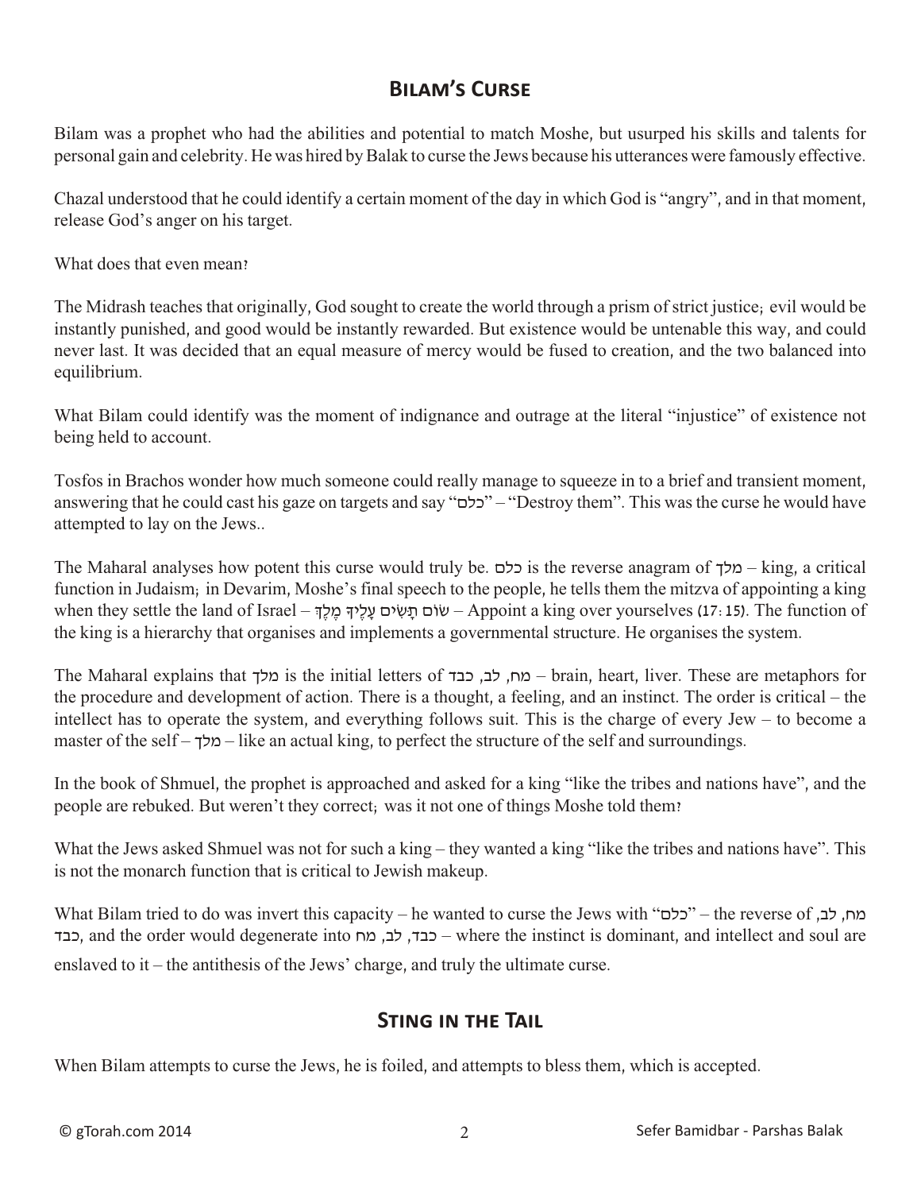## Bilam's Curse

Bilam was a prophet who had the abilities and potential to match Moshe, but usurped his skills and talents for personal gain and celebrity. He was hired by Balak to curse the Jews because his utterances were famously effective.

Chazal understood that he could identify a certain moment of the day in which God is "angry", and in that moment, release God's anger on his target.

What does that even mean?

The Midrash teaches that originally, God sought to create the world through a prism of strict justice; evil would be instantly punished, and good would be instantly rewarded. But existence would be untenable this way, and could never last. It was decided that an equal measure of mercy would be fused to creation, and the two balanced into equilibrium.

What Bilam could identify was the moment of indignance and outrage at the literal "injustice" of existence not being held to account.

Tosfos in Brachos wonder how much someone could really manage to squeeze in to a brief and transient moment, answering that he could cast his gaze on targets and say "כלם" – "Destroy them". This was the curse he would have attempted to lay on the Jews..

The Maharal analyses how potent this curse would truly be. כלם is the reverse anagram of מלך – king, a critical function in Judaism; in Devarim, Moshe's final speech to the people, he tells them the mitzva of appointing a king when they settle the land of Israel – שׂוֹם תָּשִׂים עָלֶיךָ מֶלֶךְ – Appoint a king over yourselves (17:15). The function of the king is a hierarchy that organises and implements a governmental structure. He organises the system.

The Maharal explains that מלך is the initial letters of מח, לב, כבד – brain, heart, liver. These are metaphors for the procedure and development of action. There is a thought, a feeling, and an instinct. The order is critical – the intellect has to operate the system, and everything follows suit. This is the charge of every Jew – to become a master of the self – מלך – like an actual king, to perfect the structure of the self and surroundings.

In the book of Shmuel, the prophet is approached and asked for a king "like the tribes and nations have", and the people are rebuked. But weren't they correct; was it not one of things Moshe told them?

What the Jews asked Shmuel was not for such a king – they wanted a king "like the tribes and nations have". This is not the monarch function that is critical to Jewish makeup.

What Bilam tried to do was invert this capacity – he wanted to curse the Jews with "כלם" – the reverse of מח, לב, כבד, and the order would degenerate into כבד, לב, מח – where the instinct is dominant, and intellect and soul are enslaved to it – the antithesis of the Jews' charge, and truly the ultimate curse.

## Sting in the Tail

When Bilam attempts to curse the Jews, he is foiled, and attempts to bless them, which is accepted.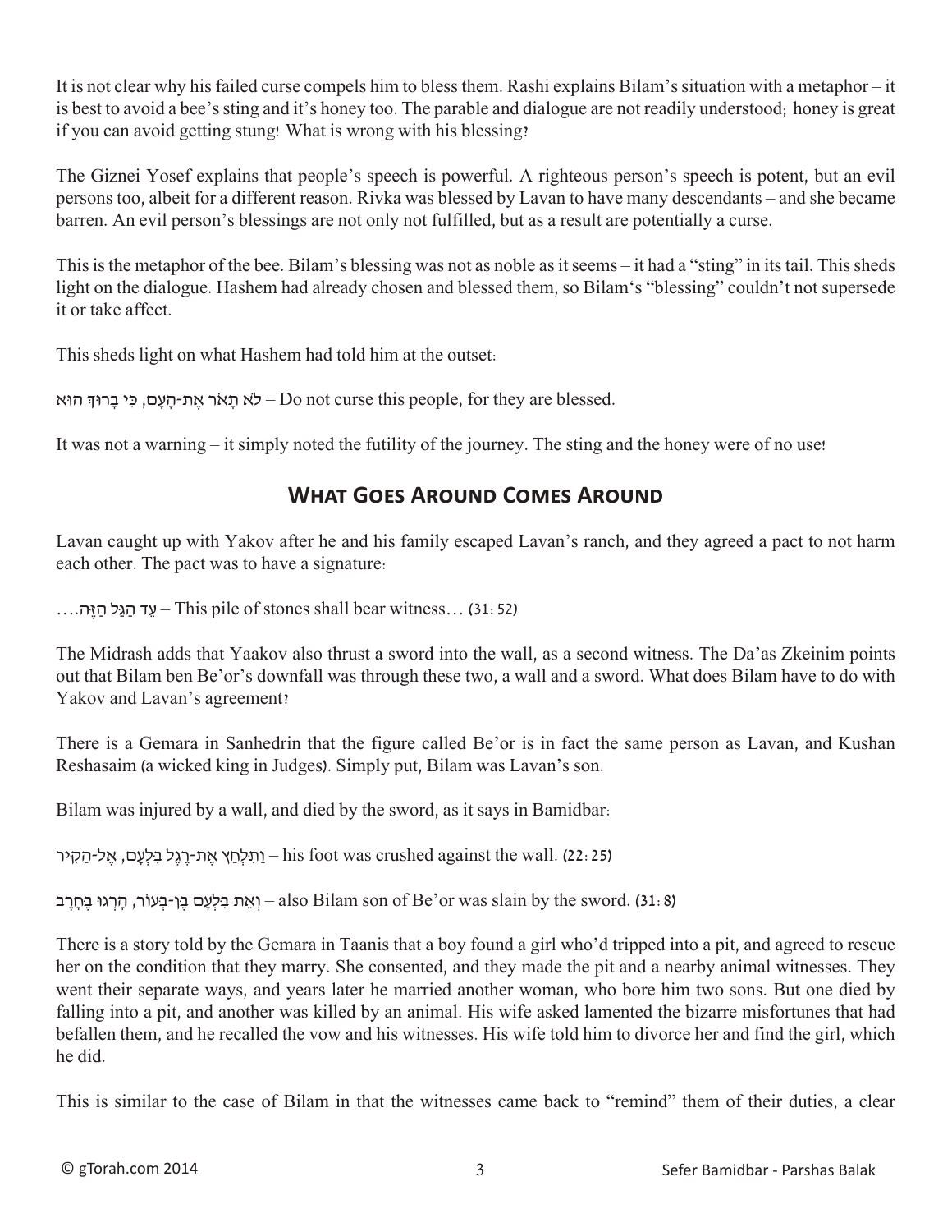It is not clear why his failed curse compels him to bless them. Rashi explains Bilam's situation with a metaphor – it is best to avoid a bee's sting and it's honey too. The parable and dialogue are not readily understood; honey is great if you can avoid getting stung! What is wrong with his blessing?

The Giznei Yosef explains that people's speech is powerful. A righteous person's speech is potent, but an evil persons too, albeit for a different reason. Rivka was blessed by Lavan to have many descendants – and she became barren. An evil person's blessings are not only not fulfilled, but as a result are potentially a curse.

This is the metaphor of the bee. Bilam's blessing was not as noble as it seems – it had a "sting" in its tail. This sheds light on the dialogue. Hashem had already chosen and blessed them, so Bilam's "blessing" couldn't not supersede it or take affect.

This sheds light on what Hashem had told him at the outset:

לֹא תָאֹר אֶת-הָעָם, כִּי בָרוּךְ הוּא – Do not curse this people, for they are blessed.

It was not a warning – it simply noted the futility of the journey. The sting and the honey were of no use!

## What Goes Around Comes Around

Lavan caught up with Yakov after he and his family escaped Lavan's ranch, and they agreed a pact to not harm each other. The pact was to have a signature:

עֵד הַגַּל הַזֶּה.... – This pile of stones shall bear witness… (31:52)

The Midrash adds that Yaakov also thrust a sword into the wall, as a second witness. The Da'as Zkeinim points out that Bilam ben Be'or's downfall was through these two, a wall and a sword. What does Bilam have to do with Yakov and Lavan's agreement?

There is a Gemara in Sanhedrin that the figure called Be'or is in fact the same person as Lavan, and Kushan Reshasaim (a wicked king in Judges). Simply put, Bilam was Lavan's son.

Bilam was injured by a wall, and died by the sword, as it says in Bamidbar:

וַתִּלְחַץ אֶת-רֶגֶל בִּלְעָם, אֶל-הַקִּיר – his foot was crushed against the wall. (22:25)

וְאֵת בִּלְעָם בֶּן-בְּעוֹר, הָרְגוּ בֶּחָרֶב – also Bilam son of Be'or was slain by the sword. (31:8)

There is a story told by the Gemara in Taanis that a boy found a girl who'd tripped into a pit, and agreed to rescue her on the condition that they marry. She consented, and they made the pit and a nearby animal witnesses. They went their separate ways, and years later he married another woman, who bore him two sons. But one died by falling into a pit, and another was killed by an animal. His wife asked lamented the bizarre misfortunes that had befallen them, and he recalled the vow and his witnesses. His wife told him to divorce her and find the girl, which he did.

This is similar to the case of Bilam in that the witnesses came back to "remind" them of their duties, a clear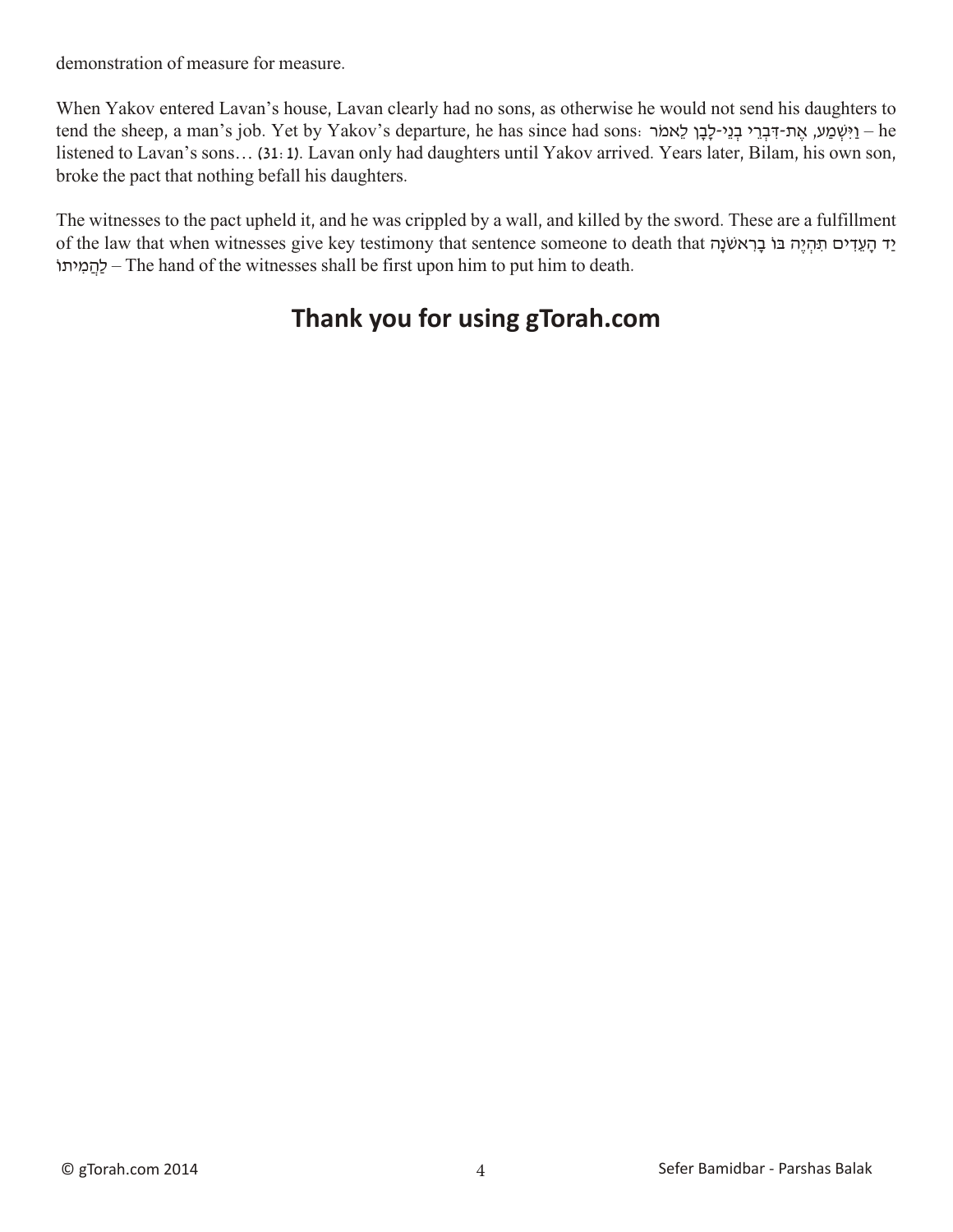demonstration of measure for measure.

When Yakov entered Lavan's house, Lavan clearly had no sons, as otherwise he would not send his daughters to tend the sheep, a man's job. Yet by Yakov's departure, he has since had sons: וַיִּשְׁמַע, אֶת-דִּבְרֵי בְנֵי-לָבָן לֵאמֹר – he listened to Lavan's sons… (31:1). Lavan only had daughters until Yakov arrived. Years later, Bilam, his own son, broke the pact that nothing befall his daughters.

The witnesses to the pact upheld it, and he was crippled by a wall, and killed by the sword. These are a fulfillment of the law that when witnesses give key testimony that sentence someone to death that יַד הָעֵדִים תִּהְיֶה בּוֹ בָרִאשֹׁנָה לַהֲמִיתוֹ – The hand of the witnesses shall be first upon him to put him to death.

## Thank you for using gTorah.com